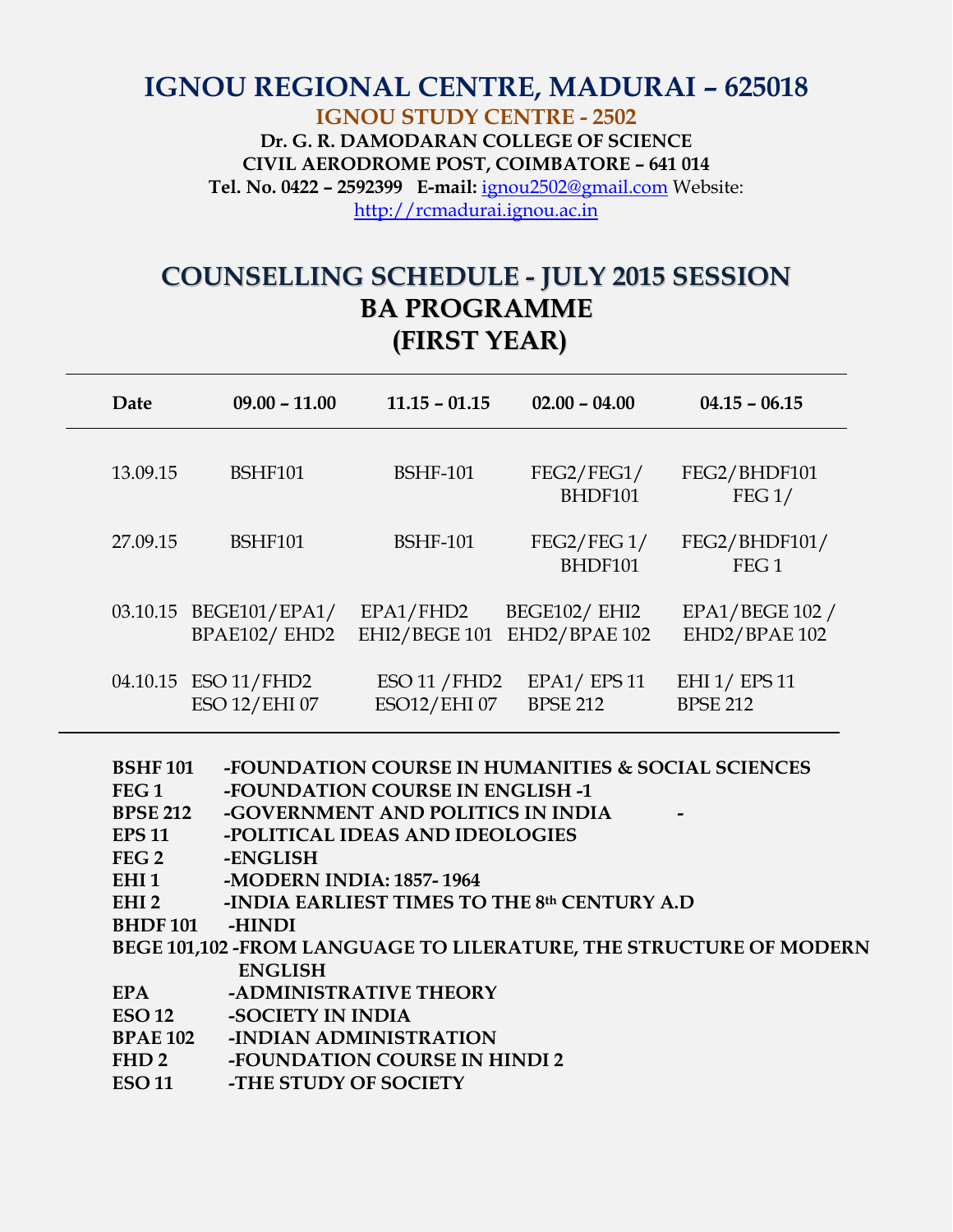# IGNOU REGIONAL CENTRE, MADURAI – 625018

## IGNOU STUDY CENTRE - 2502

**Dr. G. R. DAMODARAN COLLEGE OF SCIENCE**
**CIVIL AERODROME POST, COIMBATORE – 641 014**
**Tel. No. 0422 – 2592399 E-mail:** ignou2502@gmail.com Website: http://rcmadurai.ignou.ac.in

## COUNSELLING SCHEDULE - JULY 2015 SESSION
## BA PROGRAMME
## (FIRST YEAR)

| Date | 09.00 – 11.00 | 11.15 – 01.15 | 02.00 – 04.00 | 04.15 – 06.15 |
|---|---|---|---|---|
| 13.09.15 | BSHF101 | BSHF-101 | FEG2/FEG1/ BHDF101 | FEG2/BHDF101 FEG 1/ |
| 27.09.15 | BSHF101 | BSHF-101 | FEG2/FEG 1/ BHDF101 | FEG2/BHDF101/ FEG 1 |
| 03.10.15 | BEGE101/EPA1/ BPAE102/ EHD2 | EPA1/FHD2 EHI2/BEGE 101 | BEGE102/ EHI2 EHD2/BPAE 102 | EPA1/BEGE 102 / EHD2/BPAE 102 |
| 04.10.15 | ESO 11/FHD2 ESO 12/EHI 07 | ESO 11 /FHD2 ESO12/EHI 07 | EPA1/ EPS 11 BPSE 212 | EHI 1/ EPS 11 BPSE 212 |

**BSHF 101** -FOUNDATION COURSE IN HUMANITIES & SOCIAL SCIENCES
**FEG 1** -FOUNDATION COURSE IN ENGLISH -1
**BPSE 212** -GOVERNMENT AND POLITICS IN INDIA -
**EPS 11** -POLITICAL IDEAS AND IDEOLOGIES
**FEG 2** -ENGLISH
**EHI 1** -MODERN INDIA: 1857- 1964
**EHI 2** -INDIA EARLIEST TIMES TO THE 8th CENTURY A.D
**BHDF 101** -HINDI
**BEGE 101,102** -FROM LANGUAGE TO LILERATURE, THE STRUCTURE OF MODERN ENGLISH
**EPA** -ADMINISTRATIVE THEORY
**ESO 12** -SOCIETY IN INDIA
**BPAE 102** -INDIAN ADMINISTRATION
**FHD 2** -FOUNDATION COURSE IN HINDI 2
**ESO 11** -THE STUDY OF SOCIETY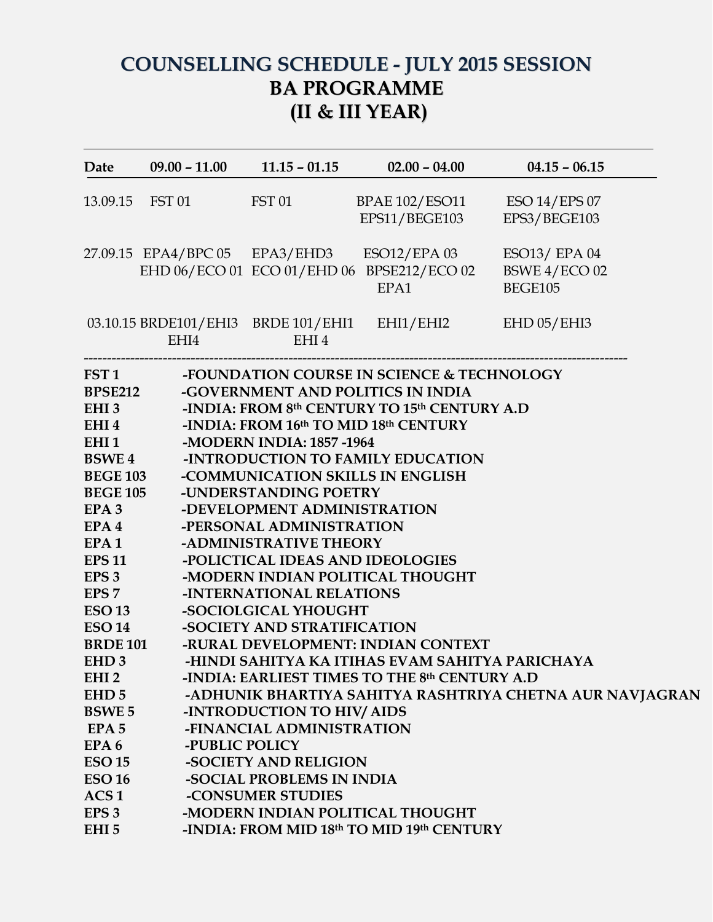# COUNSELLING SCHEDULE - JULY 2015 SESSION
## BA PROGRAMME
## (II & III YEAR)

| Date | 09.00 – 11.00 | 11.15 – 01.15 | 02.00 – 04.00 | 04.15 – 06.15 |
|---|---|---|---|---|
| 13.09.15 | FST 01 | FST 01 | BPAE 102/ESO11 EPS11/BEGE103 | ESO 14/EPS 07 EPS3/BEGE103 |
| 27.09.15 | EPA4/BPC 05 EHD 06/ECO 01 | EPA3/EHD3 ECO 01/EHD 06 | ESO12/EPA 03 BPSE212/ECO 02 EPA1 | ESO13/ EPA 04 BSWE 4/ECO 02 BEGE105 |
| 03.10.15 | BRDE101/EHI3 EHI4 | BRDE 101/EHI1 EHI 4 | EHI1/EHI2 | EHD 05/EHI3 |

---

**FST 1** -FOUNDATION COURSE IN SCIENCE & TECHNOLOGY
**BPSE212** -GOVERNMENT AND POLITICS IN INDIA
**EHI 3** -INDIA: FROM 8th CENTURY TO 15th CENTURY A.D
**EHI 4** -INDIA: FROM 16th TO MID 18th CENTURY
**EHI 1** -MODERN INDIA: 1857 -1964
**BSWE 4** -INTRODUCTION TO FAMILY EDUCATION
**BEGE 103** -COMMUNICATION SKILLS IN ENGLISH
**BEGE 105** -UNDERSTANDING POETRY
**EPA 3** -DEVELOPMENT ADMINISTRATION
**EPA 4** -PERSONAL ADMINISTRATION
**EPA 1** -ADMINISTRATIVE THEORY
**EPS 11** -POLICTICAL IDEAS AND IDEOLOGIES
**EPS 3** -MODERN INDIAN POLITICAL THOUGHT
**EPS 7** -INTERNATIONAL RELATIONS
**ESO 13** -SOCIOLGICAL YHOUGHT
**ESO 14** -SOCIETY AND STRATIFICATION
**BRDE 101** -RURAL DEVELOPMENT: INDIAN CONTEXT
**EHD 3** -HINDI SAHITYA KA ITIHAS EVAM SAHITYA PARICHAYA
**EHI 2** -INDIA: EARLIEST TIMES TO THE 8th CENTURY A.D
**EHD 5** -ADHUNIK BHARTIYA SAHITYA RASHTRIYA CHETNA AUR NAVJAGRAN
**BSWE 5** -INTRODUCTION TO HIV/ AIDS
**EPA 5** -FINANCIAL ADMINISTRATION
**EPA 6** -PUBLIC POLICY
**ESO 15** -SOCIETY AND RELIGION
**ESO 16** -SOCIAL PROBLEMS IN INDIA
**ACS 1** -CONSUMER STUDIES
**EPS 3** -MODERN INDIAN POLITICAL THOUGHT
**EHI 5** -INDIA: FROM MID 18th TO MID 19th CENTURY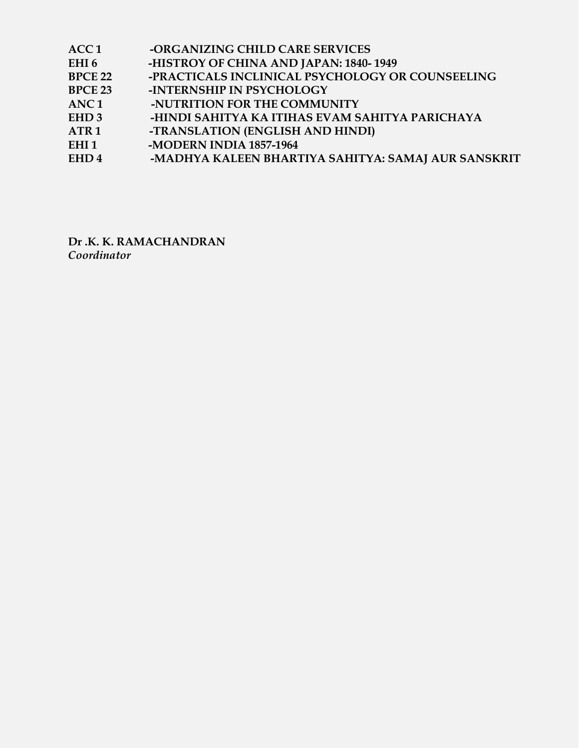**ACC 1** -ORGANIZING CHILD CARE SERVICES
**EHI 6** -HISTROY OF CHINA AND JAPAN: 1840- 1949
**BPCE 22** -PRACTICALS INCLINICAL PSYCHOLOGY OR COUNSEELING
**BPCE 23** -INTERNSHIP IN PSYCHOLOGY
**ANC 1** -NUTRITION FOR THE COMMUNITY
**EHD 3** -HINDI SAHITYA KA ITIHAS EVAM SAHITYA PARICHAYA
**ATR 1** -TRANSLATION (ENGLISH AND HINDI)
**EHI 1** -MODERN INDIA 1857-1964
**EHD 4** -MADHYA KALEEN BHARTIYA SAHITYA: SAMAJ AUR SANSKRIT

**Dr .K. K. RAMACHANDRAN**
*Coordinator*